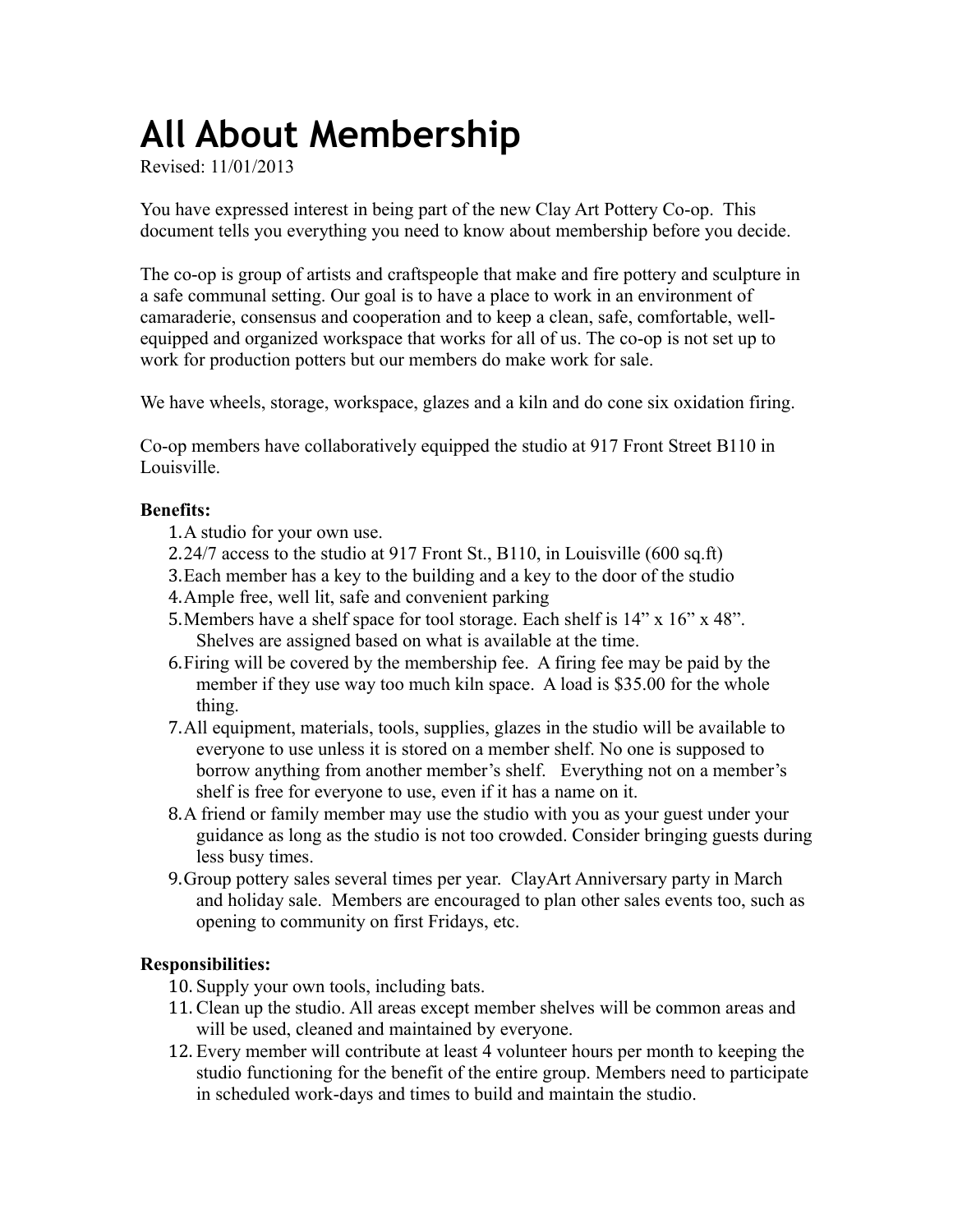# All About Membership

Revised: 11/01/2013

You have expressed interest in being part of the new Clay Art Pottery Co-op. This document tells you everything you need to know about membership before you decide.

The co-op is group of artists and craftspeople that make and fire pottery and sculpture in a safe communal setting. Our goal is to have a place to work in an environment of camaraderie, consensus and cooperation and to keep a clean, safe, comfortable, well-equipped and organized workspace that works for all of us. The co-op is not set up to work for production potters but our members do make work for sale.

We have wheels, storage, workspace, glazes and a kiln and do cone six oxidation firing.

Co-op members have collaboratively equipped the studio at 917 Front Street B110 in Louisville.

**Benefits:**

1. A studio for your own use.
2. 24/7 access to the studio at 917 Front St., B110, in Louisville (600 sq.ft)
3. Each member has a key to the building and a key to the door of the studio
4. Ample free, well lit, safe and convenient parking
5. Members have a shelf space for tool storage. Each shelf is 14" x 16" x 48". Shelves are assigned based on what is available at the time.
6. Firing will be covered by the membership fee. A firing fee may be paid by the member if they use way too much kiln space. A load is $35.00 for the whole thing.
7. All equipment, materials, tools, supplies, glazes in the studio will be available to everyone to use unless it is stored on a member shelf. No one is supposed to borrow anything from another member's shelf. Everything not on a member's shelf is free for everyone to use, even if it has a name on it.
8. A friend or family member may use the studio with you as your guest under your guidance as long as the studio is not too crowded. Consider bringing guests during less busy times.
9. Group pottery sales several times per year. ClayArt Anniversary party in March and holiday sale. Members are encouraged to plan other sales events too, such as opening to community on first Fridays, etc.

**Responsibilities:**

10. Supply your own tools, including bats.
11. Clean up the studio. All areas except member shelves will be common areas and will be used, cleaned and maintained by everyone.
12. Every member will contribute at least 4 volunteer hours per month to keeping the studio functioning for the benefit of the entire group. Members need to participate in scheduled work-days and times to build and maintain the studio.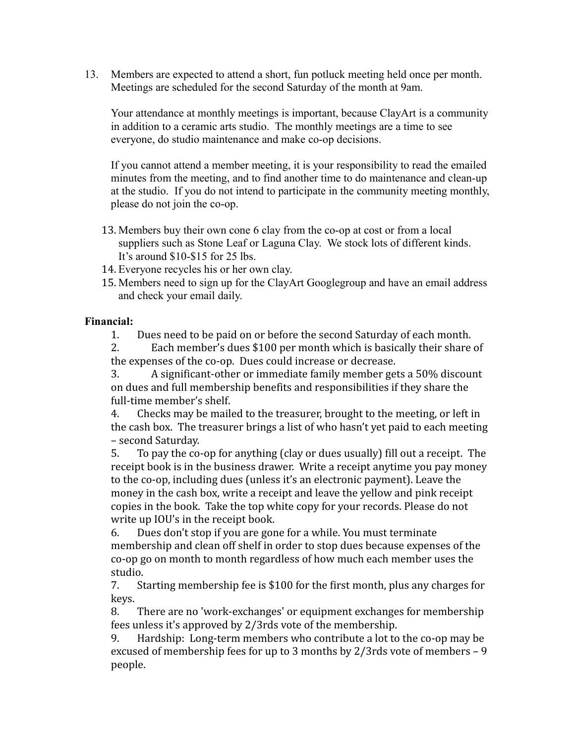13. Members are expected to attend a short, fun potluck meeting held once per month. Meetings are scheduled for the second Saturday of the month at 9am.

    Your attendance at monthly meetings is important, because ClayArt is a community in addition to a ceramic arts studio. The monthly meetings are a time to see everyone, do studio maintenance and make co-op decisions.

    If you cannot attend a member meeting, it is your responsibility to read the emailed minutes from the meeting, and to find another time to do maintenance and clean-up at the studio. If you do not intend to participate in the community meeting monthly, please do not join the co-op.

13. Members buy their own cone 6 clay from the co-op at cost or from a local suppliers such as Stone Leaf or Laguna Clay. We stock lots of different kinds. It's around $10-$15 for 25 lbs.
14. Everyone recycles his or her own clay.
15. Members need to sign up for the ClayArt Googlegroup and have an email address and check your email daily.

**Financial:**

1. Dues need to be paid on or before the second Saturday of each month.
2. Each member's dues $100 per month which is basically their share of the expenses of the co-op. Dues could increase or decrease.
3. A significant-other or immediate family member gets a 50% discount on dues and full membership benefits and responsibilities if they share the full-time member's shelf.
4. Checks may be mailed to the treasurer, brought to the meeting, or left in the cash box. The treasurer brings a list of who hasn't yet paid to each meeting – second Saturday.
5. To pay the co-op for anything (clay or dues usually) fill out a receipt. The receipt book is in the business drawer. Write a receipt anytime you pay money to the co-op, including dues (unless it's an electronic payment). Leave the money in the cash box, write a receipt and leave the yellow and pink receipt copies in the book. Take the top white copy for your records. Please do not write up IOU's in the receipt book.
6. Dues don't stop if you are gone for a while. You must terminate membership and clean off shelf in order to stop dues because expenses of the co-op go on month to month regardless of how much each member uses the studio.
7. Starting membership fee is $100 for the first month, plus any charges for keys.
8. There are no 'work-exchanges' or equipment exchanges for membership fees unless it's approved by 2/3rds vote of the membership.
9. Hardship: Long-term members who contribute a lot to the co-op may be excused of membership fees for up to 3 months by 2/3rds vote of members – 9 people.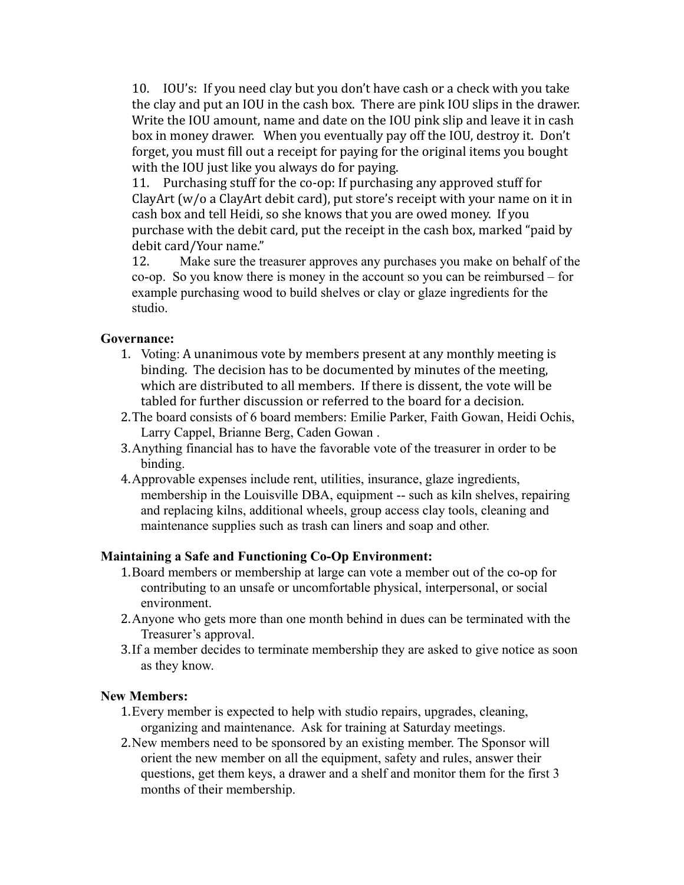10. IOU's: If you need clay but you don't have cash or a check with you take the clay and put an IOU in the cash box. There are pink IOU slips in the drawer. Write the IOU amount, name and date on the IOU pink slip and leave it in cash box in money drawer. When you eventually pay off the IOU, destroy it. Don't forget, you must fill out a receipt for paying for the original items you bought with the IOU just like you always do for paying.
11. Purchasing stuff for the co-op: If purchasing any approved stuff for ClayArt (w/o a ClayArt debit card), put store's receipt with your name on it in cash box and tell Heidi, so she knows that you are owed money. If you purchase with the debit card, put the receipt in the cash box, marked "paid by debit card/Your name."
12. Make sure the treasurer approves any purchases you make on behalf of the co-op. So you know there is money in the account so you can be reimbursed – for example purchasing wood to build shelves or clay or glaze ingredients for the studio.

**Governance:**

1. Voting: A unanimous vote by members present at any monthly meeting is binding. The decision has to be documented by minutes of the meeting, which are distributed to all members. If there is dissent, the vote will be tabled for further discussion or referred to the board for a decision.
2. The board consists of 6 board members: Emilie Parker, Faith Gowan, Heidi Ochis, Larry Cappel, Brianne Berg, Caden Gowan .
3. Anything financial has to have the favorable vote of the treasurer in order to be binding.
4. Approvable expenses include rent, utilities, insurance, glaze ingredients, membership in the Louisville DBA, equipment -- such as kiln shelves, repairing and replacing kilns, additional wheels, group access clay tools, cleaning and maintenance supplies such as trash can liners and soap and other.

**Maintaining a Safe and Functioning Co-Op Environment:**

1. Board members or membership at large can vote a member out of the co-op for contributing to an unsafe or uncomfortable physical, interpersonal, or social environment.
2. Anyone who gets more than one month behind in dues can be terminated with the Treasurer's approval.
3. If a member decides to terminate membership they are asked to give notice as soon as they know.

**New Members:**

1. Every member is expected to help with studio repairs, upgrades, cleaning, organizing and maintenance. Ask for training at Saturday meetings.
2. New members need to be sponsored by an existing member. The Sponsor will orient the new member on all the equipment, safety and rules, answer their questions, get them keys, a drawer and a shelf and monitor them for the first 3 months of their membership.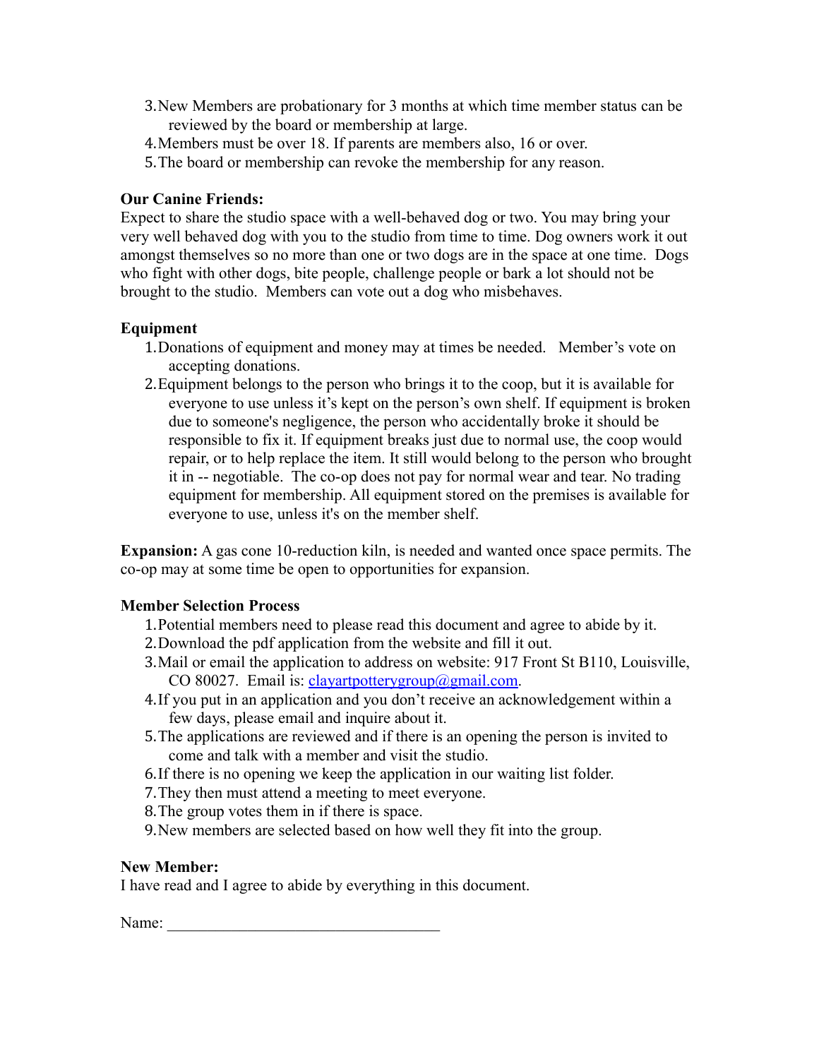3. New Members are probationary for 3 months at which time member status can be reviewed by the board or membership at large.
4. Members must be over 18. If parents are members also, 16 or over.
5. The board or membership can revoke the membership for any reason.

**Our Canine Friends:**
Expect to share the studio space with a well-behaved dog or two. You may bring your very well behaved dog with you to the studio from time to time. Dog owners work it out amongst themselves so no more than one or two dogs are in the space at one time. Dogs who fight with other dogs, bite people, challenge people or bark a lot should not be brought to the studio. Members can vote out a dog who misbehaves.

**Equipment**

1. Donations of equipment and money may at times be needed. Member's vote on accepting donations.
2. Equipment belongs to the person who brings it to the coop, but it is available for everyone to use unless it's kept on the person's own shelf. If equipment is broken due to someone's negligence, the person who accidentally broke it should be responsible to fix it. If equipment breaks just due to normal use, the coop would repair, or to help replace the item. It still would belong to the person who brought it in -- negotiable. The co-op does not pay for normal wear and tear. No trading equipment for membership. All equipment stored on the premises is available for everyone to use, unless it's on the member shelf.

**Expansion:** A gas cone 10-reduction kiln, is needed and wanted once space permits. The co-op may at some time be open to opportunities for expansion.

**Member Selection Process**

1. Potential members need to please read this document and agree to abide by it.
2. Download the pdf application from the website and fill it out.
3. Mail or email the application to address on website: 917 Front St B110, Louisville, CO 80027. Email is: clayartpotterygroup@gmail.com.
4. If you put in an application and you don't receive an acknowledgement within a few days, please email and inquire about it.
5. The applications are reviewed and if there is an opening the person is invited to come and talk with a member and visit the studio.
6. If there is no opening we keep the application in our waiting list folder.
7. They then must attend a meeting to meet everyone.
8. The group votes them in if there is space.
9. New members are selected based on how well they fit into the group.

**New Member:**
I have read and I agree to abide by everything in this document.

Name: ________________________________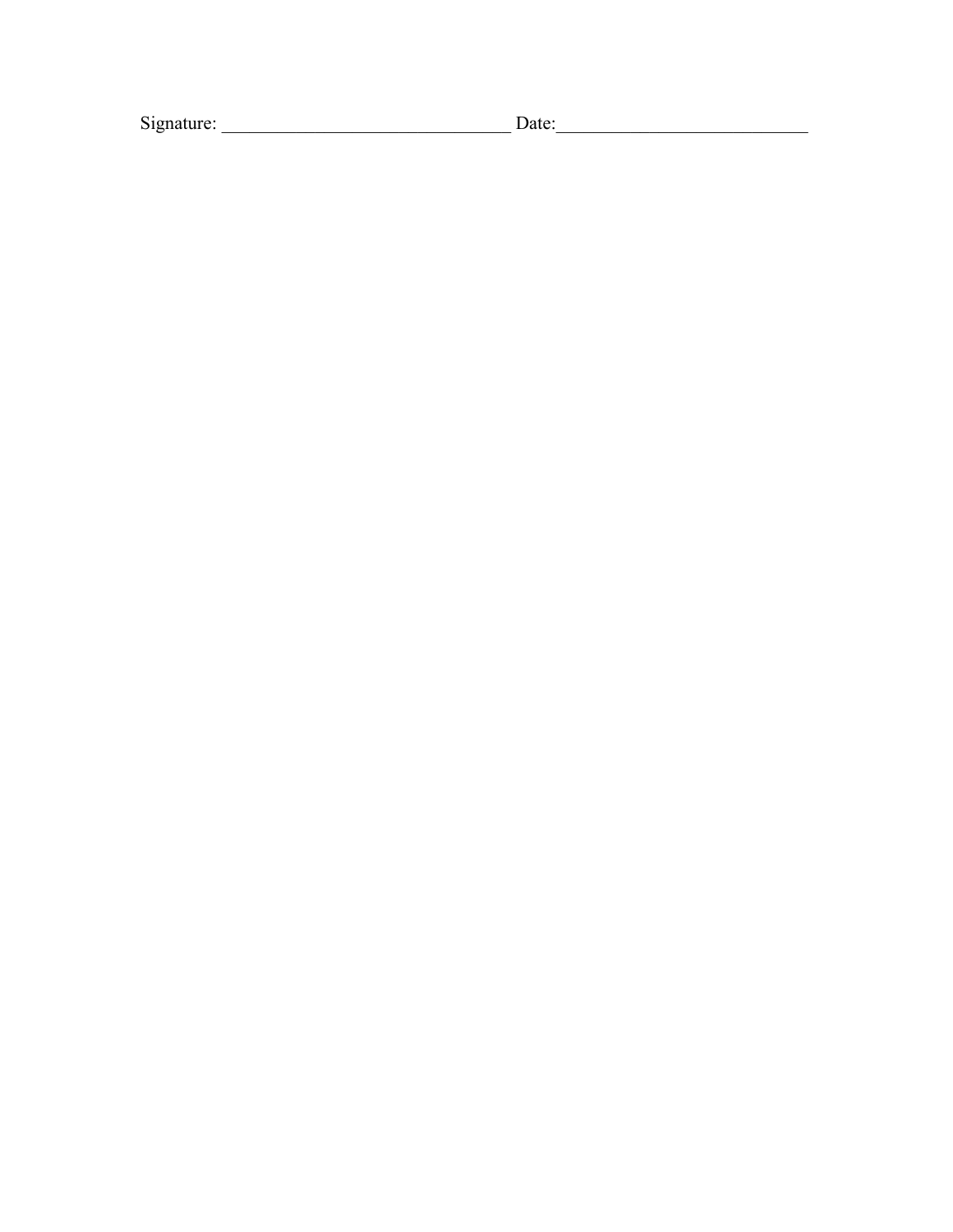Signature: ________________________________ Date:____________________________